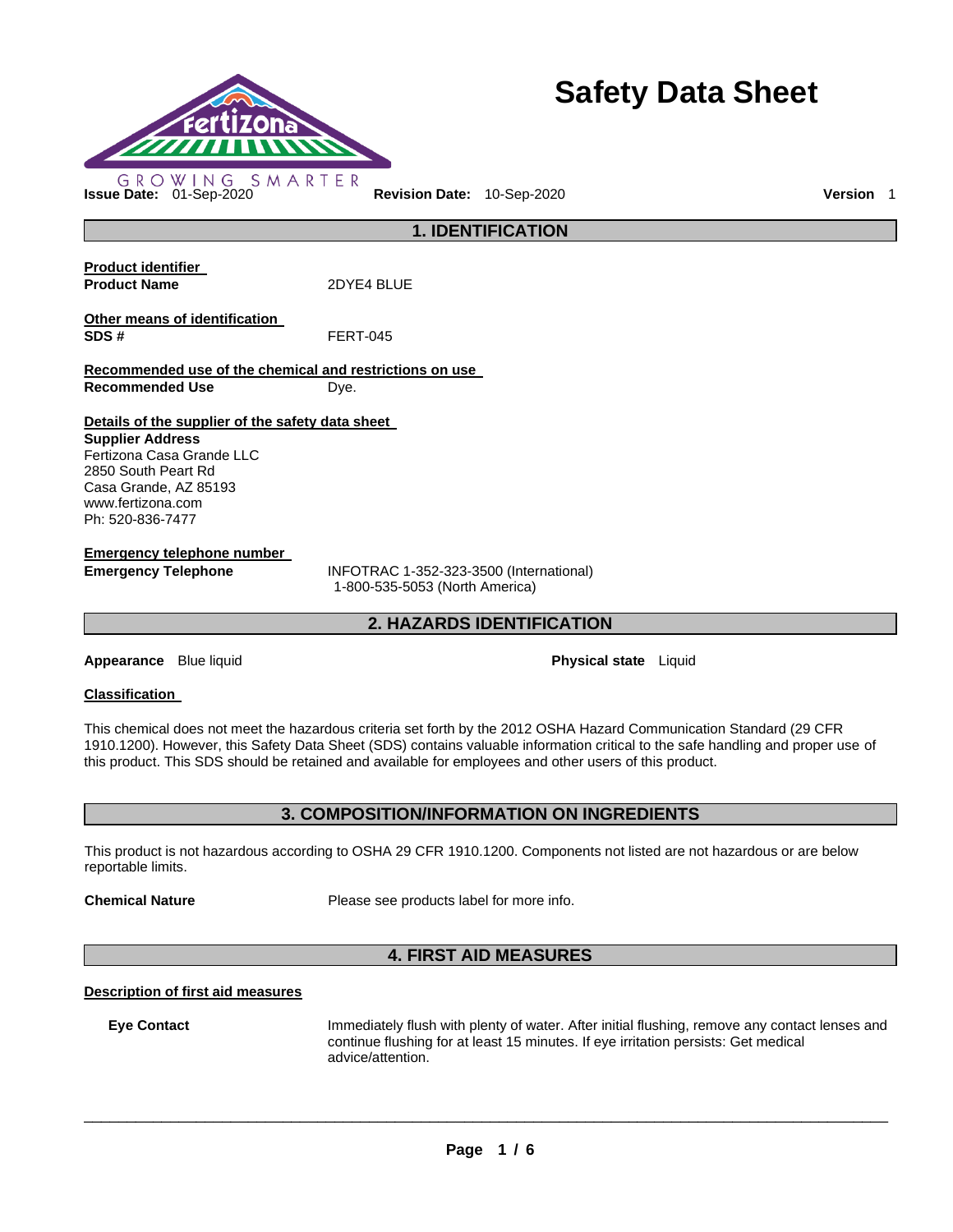# Safety Data Sheet

GROWING SMARTER

**Issue Date:** 01-Sep-2020 **Revision Date:** 10-Sep-2020 **Version** 1

## 1. IDENTIFICATION

**Product identifier**

**Product Name** 2DYE4 BLUE

**Other means of identification**

**SDS #** FERT-045

**Recommended use of the chemical and restrictions on use**

**Recommended Use** Dye.

**Details of the supplier of the safety data sheet**

**Supplier Address**
Fertizona Casa Grande LLC
2850 South Peart Rd
Casa Grande, AZ 85193
www.fertizona.com
Ph: 520-836-7477

**Emergency telephone number**

**Emergency Telephone** INFOTRAC 1-352-323-3500 (International)
1-800-535-5053 (North America)

## 2. HAZARDS IDENTIFICATION

**Appearance** Blue liquid **Physical state** Liquid

**Classification**

This chemical does not meet the hazardous criteria set forth by the 2012 OSHA Hazard Communication Standard (29 CFR 1910.1200). However, this Safety Data Sheet (SDS) contains valuable information critical to the safe handling and proper use of this product. This SDS should be retained and available for employees and other users of this product.

## 3. COMPOSITION/INFORMATION ON INGREDIENTS

This product is not hazardous according to OSHA 29 CFR 1910.1200. Components not listed are not hazardous or are below reportable limits.

**Chemical Nature** Please see products label for more info.

## 4. FIRST AID MEASURES

**Description of first aid measures**

**Eye Contact** Immediately flush with plenty of water. After initial flushing, remove any contact lenses and continue flushing for at least 15 minutes. If eye irritation persists: Get medical advice/attention.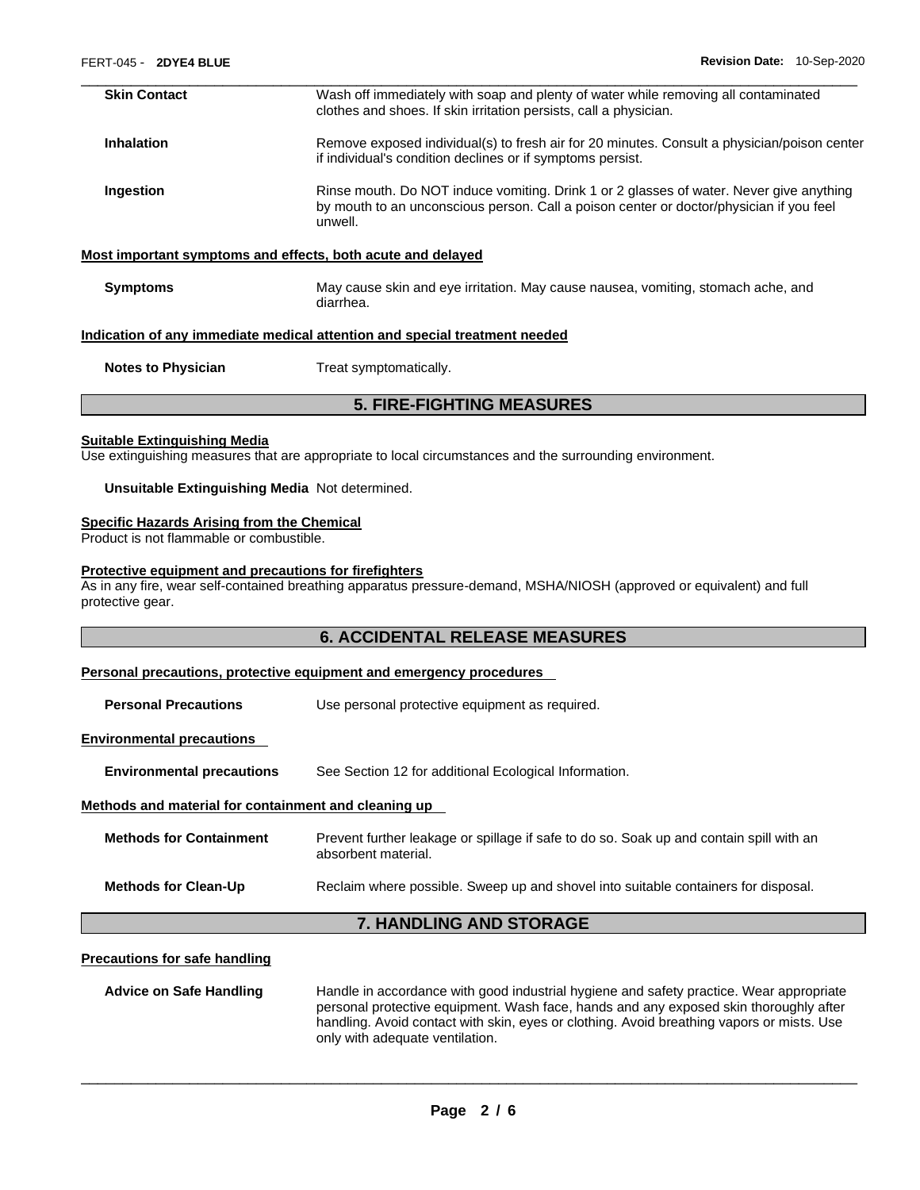**Skin Contact** Wash off immediately with soap and plenty of water while removing all contaminated clothes and shoes. If skin irritation persists, call a physician.

**Inhalation** Remove exposed individual(s) to fresh air for 20 minutes. Consult a physician/poison center if individual's condition declines or if symptoms persist.

**Ingestion** Rinse mouth. Do NOT induce vomiting. Drink 1 or 2 glasses of water. Never give anything by mouth to an unconscious person. Call a poison center or doctor/physician if you feel unwell.

**Most important symptoms and effects, both acute and delayed**

**Symptoms** May cause skin and eye irritation. May cause nausea, vomiting, stomach ache, and diarrhea.

**Indication of any immediate medical attention and special treatment needed**

**Notes to Physician** Treat symptomatically.

## 5. FIRE-FIGHTING MEASURES

**Suitable Extinguishing Media**

Use extinguishing measures that are appropriate to local circumstances and the surrounding environment.

**Unsuitable Extinguishing Media** Not determined.

**Specific Hazards Arising from the Chemical**

Product is not flammable or combustible.

**Protective equipment and precautions for firefighters**

As in any fire, wear self-contained breathing apparatus pressure-demand, MSHA/NIOSH (approved or equivalent) and full protective gear.

## 6. ACCIDENTAL RELEASE MEASURES

**Personal precautions, protective equipment and emergency procedures**

**Personal Precautions** Use personal protective equipment as required.

**Environmental precautions**

**Environmental precautions** See Section 12 for additional Ecological Information.

**Methods and material for containment and cleaning up**

**Methods for Containment** Prevent further leakage or spillage if safe to do so. Soak up and contain spill with an absorbent material.

**Methods for Clean-Up** Reclaim where possible. Sweep up and shovel into suitable containers for disposal.

## 7. HANDLING AND STORAGE

**Precautions for safe handling**

**Advice on Safe Handling** Handle in accordance with good industrial hygiene and safety practice. Wear appropriate personal protective equipment. Wash face, hands and any exposed skin thoroughly after handling. Avoid contact with skin, eyes or clothing. Avoid breathing vapors or mists. Use only with adequate ventilation.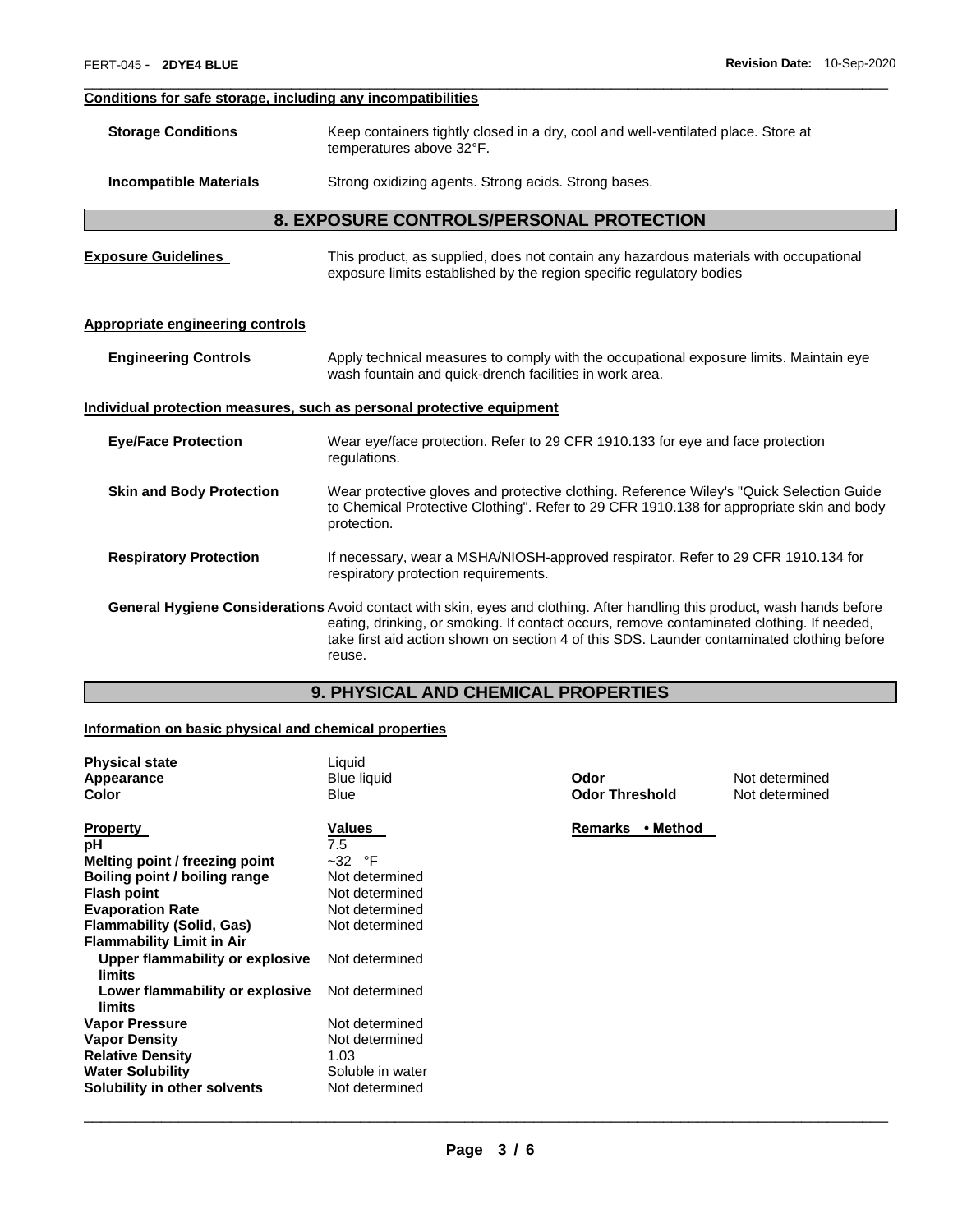**Conditions for safe storage, including any incompatibilities**

| | |
|---|---|
| **Storage Conditions** | Keep containers tightly closed in a dry, cool and well-ventilated place. Store at temperatures above 32°F. |
| **Incompatible Materials** | Strong oxidizing agents. Strong acids. Strong bases. |

## 8. EXPOSURE CONTROLS/PERSONAL PROTECTION

**Exposure Guidelines** This product, as supplied, does not contain any hazardous materials with occupational exposure limits established by the region specific regulatory bodies

**Appropriate engineering controls**

| | |
|---|---|
| **Engineering Controls** | Apply technical measures to comply with the occupational exposure limits. Maintain eye wash fountain and quick-drench facilities in work area. |

**Individual protection measures, such as personal protective equipment**

| | |
|---|---|
| **Eye/Face Protection** | Wear eye/face protection. Refer to 29 CFR 1910.133 for eye and face protection regulations. |
| **Skin and Body Protection** | Wear protective gloves and protective clothing. Reference Wiley's "Quick Selection Guide to Chemical Protective Clothing". Refer to 29 CFR 1910.138 for appropriate skin and body protection. |
| **Respiratory Protection** | If necessary, wear a MSHA/NIOSH-approved respirator. Refer to 29 CFR 1910.134 for respiratory protection requirements. |
| **General Hygiene Considerations** | Avoid contact with skin, eyes and clothing. After handling this product, wash hands before eating, drinking, or smoking. If contact occurs, remove contaminated clothing. If needed, take first aid action shown on section 4 of this SDS. Launder contaminated clothing before reuse. |

## 9. PHYSICAL AND CHEMICAL PROPERTIES

**Information on basic physical and chemical properties**

| | | | |
|---|---|---|---|
| **Physical state** | Liquid | | |
| **Appearance** | Blue liquid | **Odor** | Not determined |
| **Color** | Blue | **Odor Threshold** | Not determined |

| **Property** | **Values** | **Remarks • Method** |
|---|---|---|
| **pH** | 7.5 | |
| **Melting point / freezing point** | ~32 °F | |
| **Boiling point / boiling range** | Not determined | |
| **Flash point** | Not determined | |
| **Evaporation Rate** | Not determined | |
| **Flammability (Solid, Gas)** | Not determined | |
| **Flammability Limit in Air** | | |
| **Upper flammability or explosive limits** | Not determined | |
| **Lower flammability or explosive limits** | Not determined | |
| **Vapor Pressure** | Not determined | |
| **Vapor Density** | Not determined | |
| **Relative Density** | 1.03 | |
| **Water Solubility** | Soluble in water | |
| **Solubility in other solvents** | Not determined | |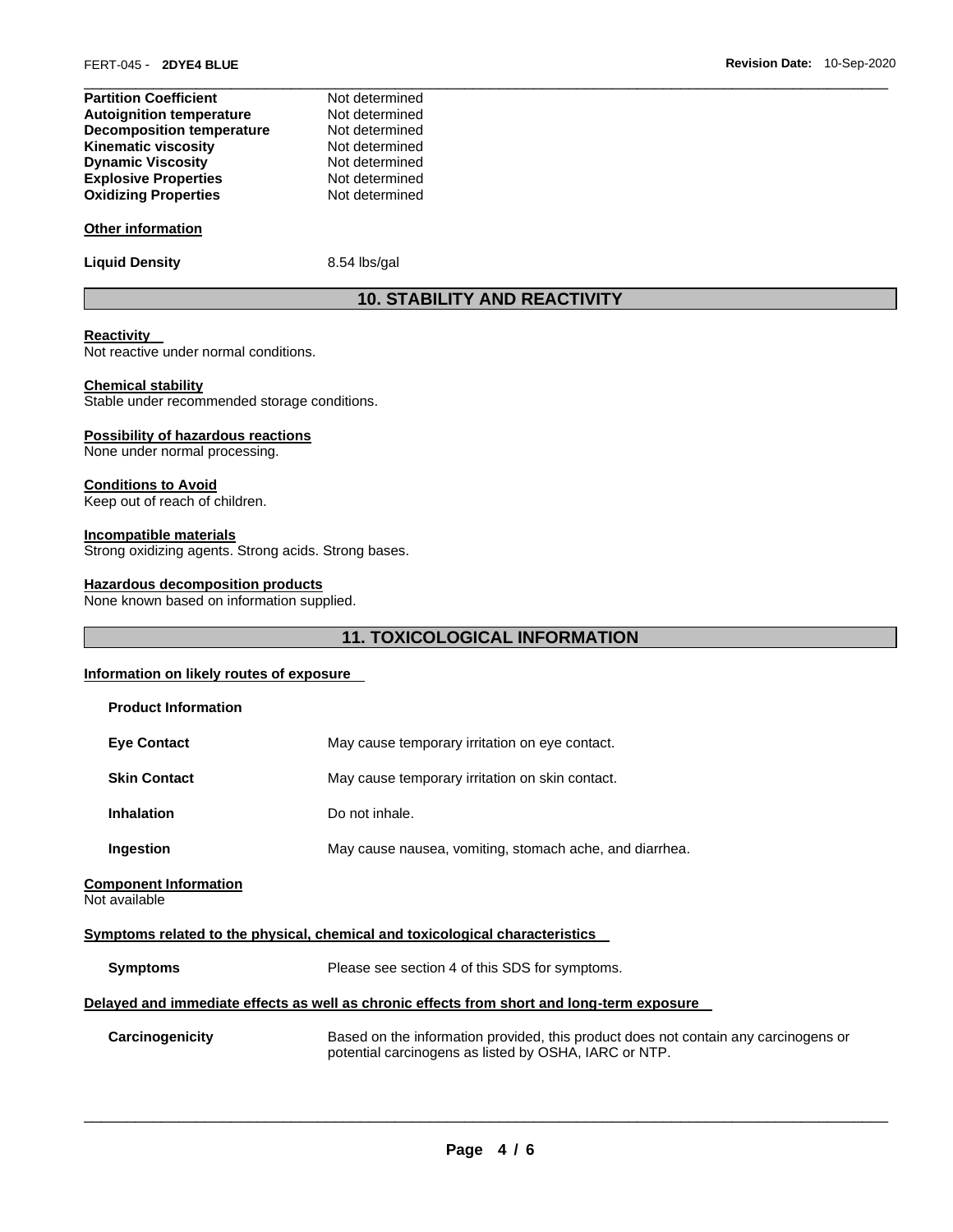| | |
|---|---|
| **Partition Coefficient** | Not determined |
| **Autoignition temperature** | Not determined |
| **Decomposition temperature** | Not determined |
| **Kinematic viscosity** | Not determined |
| **Dynamic Viscosity** | Not determined |
| **Explosive Properties** | Not determined |
| **Oxidizing Properties** | Not determined |

**Other information**

**Liquid Density** 8.54 lbs/gal

## 10. STABILITY AND REACTIVITY

**Reactivity**
Not reactive under normal conditions.

**Chemical stability**
Stable under recommended storage conditions.

**Possibility of hazardous reactions**
None under normal processing.

**Conditions to Avoid**
Keep out of reach of children.

**Incompatible materials**
Strong oxidizing agents. Strong acids. Strong bases.

**Hazardous decomposition products**
None known based on information supplied.

## 11. TOXICOLOGICAL INFORMATION

**Information on likely routes of exposure**

**Product Information**

| | |
|---|---|
| **Eye Contact** | May cause temporary irritation on eye contact. |
| **Skin Contact** | May cause temporary irritation on skin contact. |
| **Inhalation** | Do not inhale. |
| **Ingestion** | May cause nausea, vomiting, stomach ache, and diarrhea. |

**Component Information**
Not available

**Symptoms related to the physical, chemical and toxicological characteristics**

**Symptoms** Please see section 4 of this SDS for symptoms.

**Delayed and immediate effects as well as chronic effects from short and long-term exposure**

**Carcinogenicity** Based on the information provided, this product does not contain any carcinogens or potential carcinogens as listed by OSHA, IARC or NTP.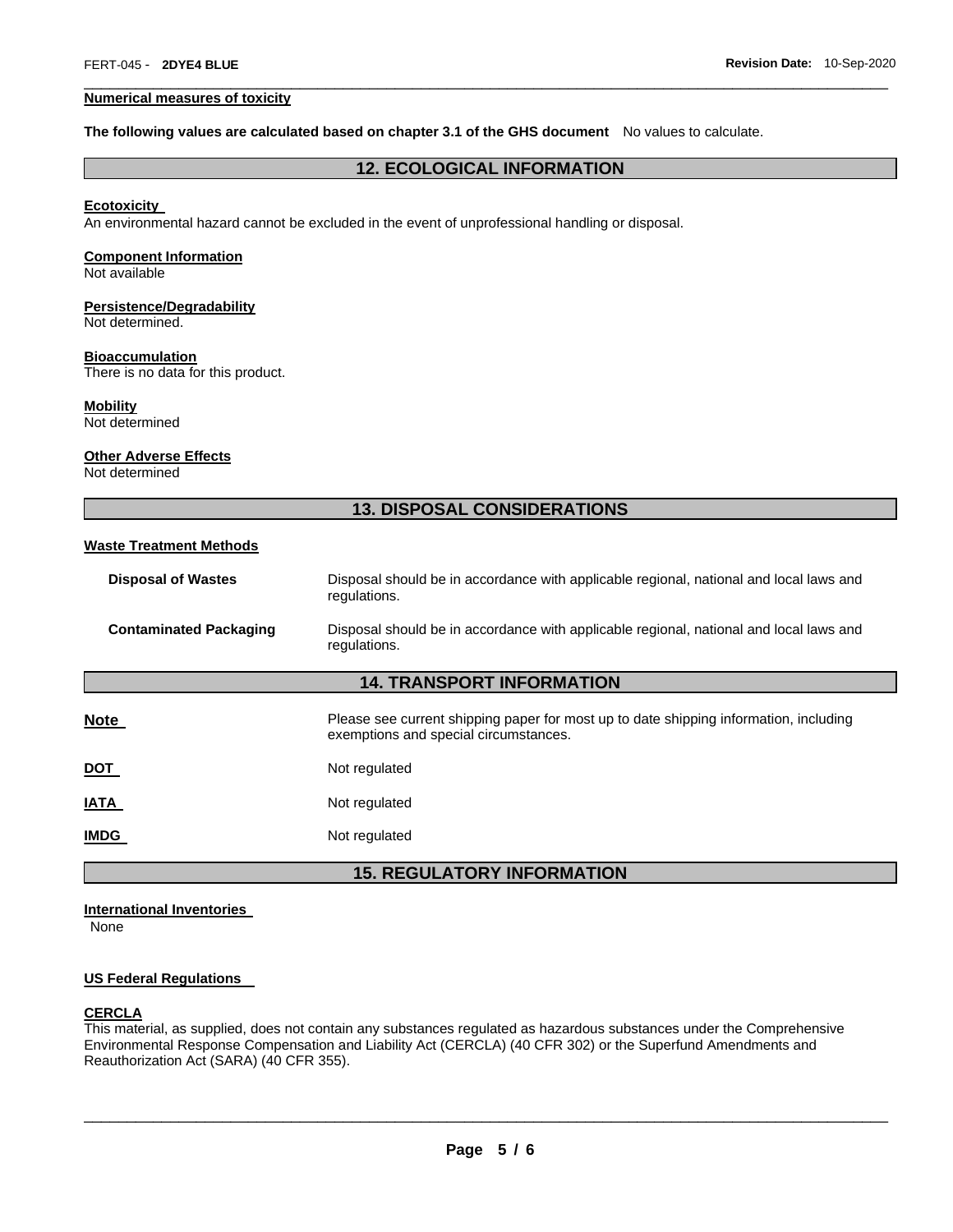**Numerical measures of toxicity**

**The following values are calculated based on chapter 3.1 of the GHS document** No values to calculate.

## 12. ECOLOGICAL INFORMATION

**Ecotoxicity**
An environmental hazard cannot be excluded in the event of unprofessional handling or disposal.

**Component Information**
Not available

**Persistence/Degradability**
Not determined.

**Bioaccumulation**
There is no data for this product.

**Mobility**
Not determined

**Other Adverse Effects**
Not determined

## 13. DISPOSAL CONSIDERATIONS

**Waste Treatment Methods**

| | |
|---|---|
| **Disposal of Wastes** | Disposal should be in accordance with applicable regional, national and local laws and regulations. |
| **Contaminated Packaging** | Disposal should be in accordance with applicable regional, national and local laws and regulations. |

## 14. TRANSPORT INFORMATION

| | |
|---|---|
| **Note** | Please see current shipping paper for most up to date shipping information, including exemptions and special circumstances. |
| **DOT** | Not regulated |
| **IATA** | Not regulated |
| **IMDG** | Not regulated |

## 15. REGULATORY INFORMATION

**International Inventories**
None

**US Federal Regulations**

**CERCLA**
This material, as supplied, does not contain any substances regulated as hazardous substances under the Comprehensive Environmental Response Compensation and Liability Act (CERCLA) (40 CFR 302) or the Superfund Amendments and Reauthorization Act (SARA) (40 CFR 355).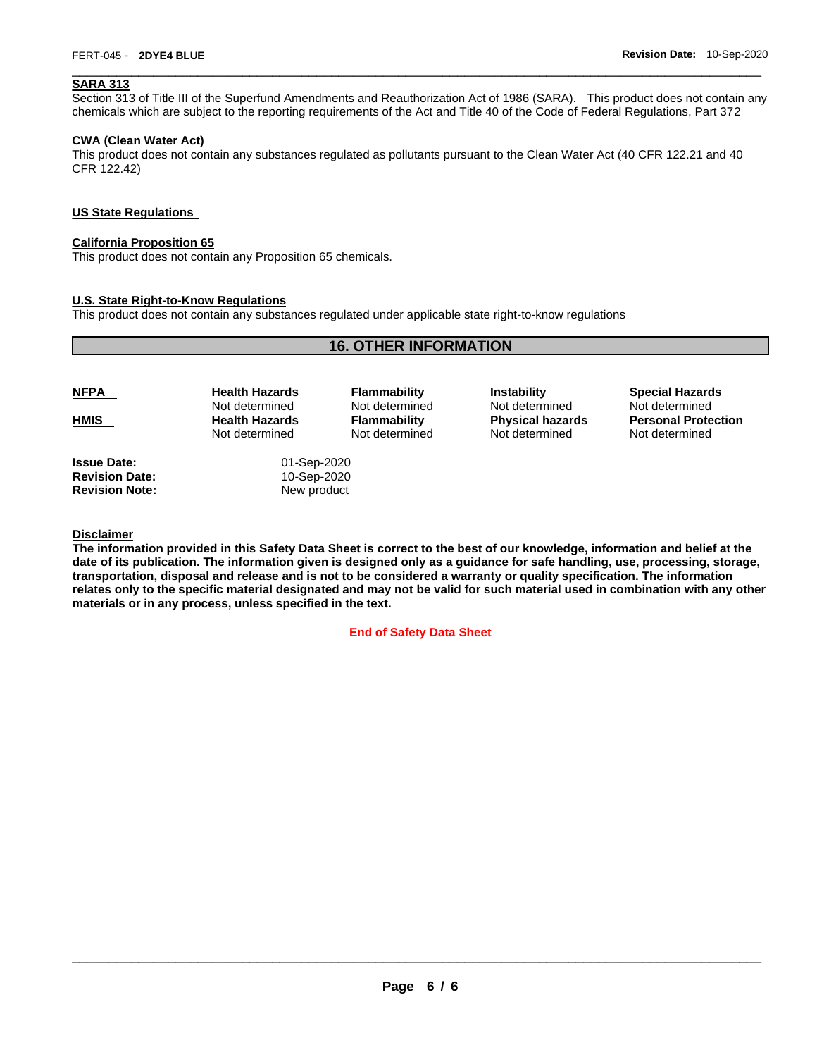**SARA 313**

Section 313 of Title III of the Superfund Amendments and Reauthorization Act of 1986 (SARA). This product does not contain any chemicals which are subject to the reporting requirements of the Act and Title 40 of the Code of Federal Regulations, Part 372

**CWA (Clean Water Act)**

This product does not contain any substances regulated as pollutants pursuant to the Clean Water Act (40 CFR 122.21 and 40 CFR 122.42)

**US State Regulations**

**California Proposition 65**

This product does not contain any Proposition 65 chemicals.

**U.S. State Right-to-Know Regulations**

This product does not contain any substances regulated under applicable state right-to-know regulations

## 16. OTHER INFORMATION

| | | | | |
|---|---|---|---|---|
| **NFPA** | **Health Hazards** Not determined | **Flammability** Not determined | **Instability** Not determined | **Special Hazards** Not determined |
| **HMIS** | **Health Hazards** Not determined | **Flammability** Not determined | **Physical hazards** Not determined | **Personal Protection** Not determined |

**Issue Date:** 01-Sep-2020
**Revision Date:** 10-Sep-2020
**Revision Note:** New product

**Disclaimer**

**The information provided in this Safety Data Sheet is correct to the best of our knowledge, information and belief at the date of its publication. The information given is designed only as a guidance for safe handling, use, processing, storage, transportation, disposal and release and is not to be considered a warranty or quality specification. The information relates only to the specific material designated and may not be valid for such material used in combination with any other materials or in any process, unless specified in the text.**

**End of Safety Data Sheet**